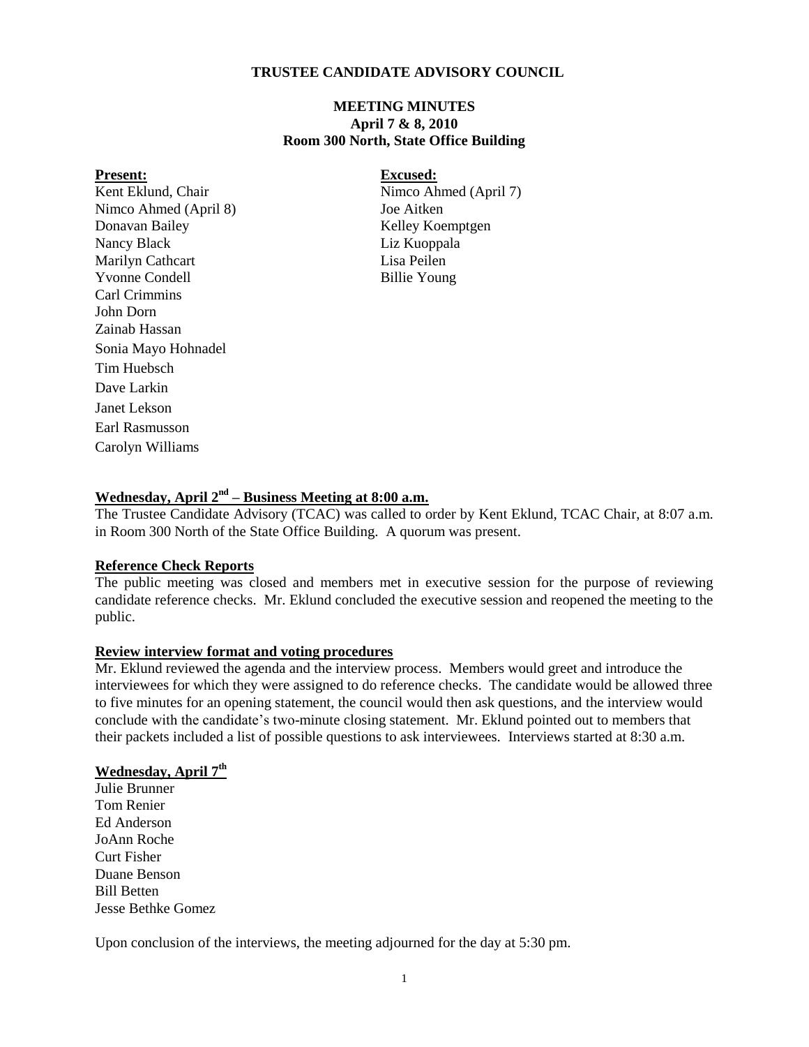**TRUSTEE CANDIDATE ADVISORY COUNCIL**

**MEETING MINUTES**
**April 7 & 8, 2010**
**Room 300 North, State Office Building**

| **Present:** | **Excused:** |
|---|---|
| Kent Eklund, Chair | Nimco Ahmed (April 7) |
| Nimco Ahmed (April 8) | Joe Aitken |
| Donavan Bailey | Kelley Koemptgen |
| Nancy Black | Liz Kuoppala |
| Marilyn Cathcart | Lisa Peilen |
| Yvonne Condell | Billie Young |
| Carl Crimmins | |
| John Dorn | |
| Zainab Hassan | |
| Sonia Mayo Hohnadel | |
| Tim Huebsch | |
| Dave Larkin | |
| Janet Lekson | |
| Earl Rasmusson | |
| Carolyn Williams | |

**Wednesday, April 2nd – Business Meeting at 8:00 a.m.**

The Trustee Candidate Advisory (TCAC) was called to order by Kent Eklund, TCAC Chair, at 8:07 a.m. in Room 300 North of the State Office Building. A quorum was present.

**Reference Check Reports**

The public meeting was closed and members met in executive session for the purpose of reviewing candidate reference checks. Mr. Eklund concluded the executive session and reopened the meeting to the public.

**Review interview format and voting procedures**

Mr. Eklund reviewed the agenda and the interview process. Members would greet and introduce the interviewees for which they were assigned to do reference checks. The candidate would be allowed three to five minutes for an opening statement, the council would then ask questions, and the interview would conclude with the candidate's two-minute closing statement. Mr. Eklund pointed out to members that their packets included a list of possible questions to ask interviewees. Interviews started at 8:30 a.m.

**Wednesday, April 7th**

Julie Brunner
Tom Renier
Ed Anderson
JoAnn Roche
Curt Fisher
Duane Benson
Bill Betten
Jesse Bethke Gomez

Upon conclusion of the interviews, the meeting adjourned for the day at 5:30 pm.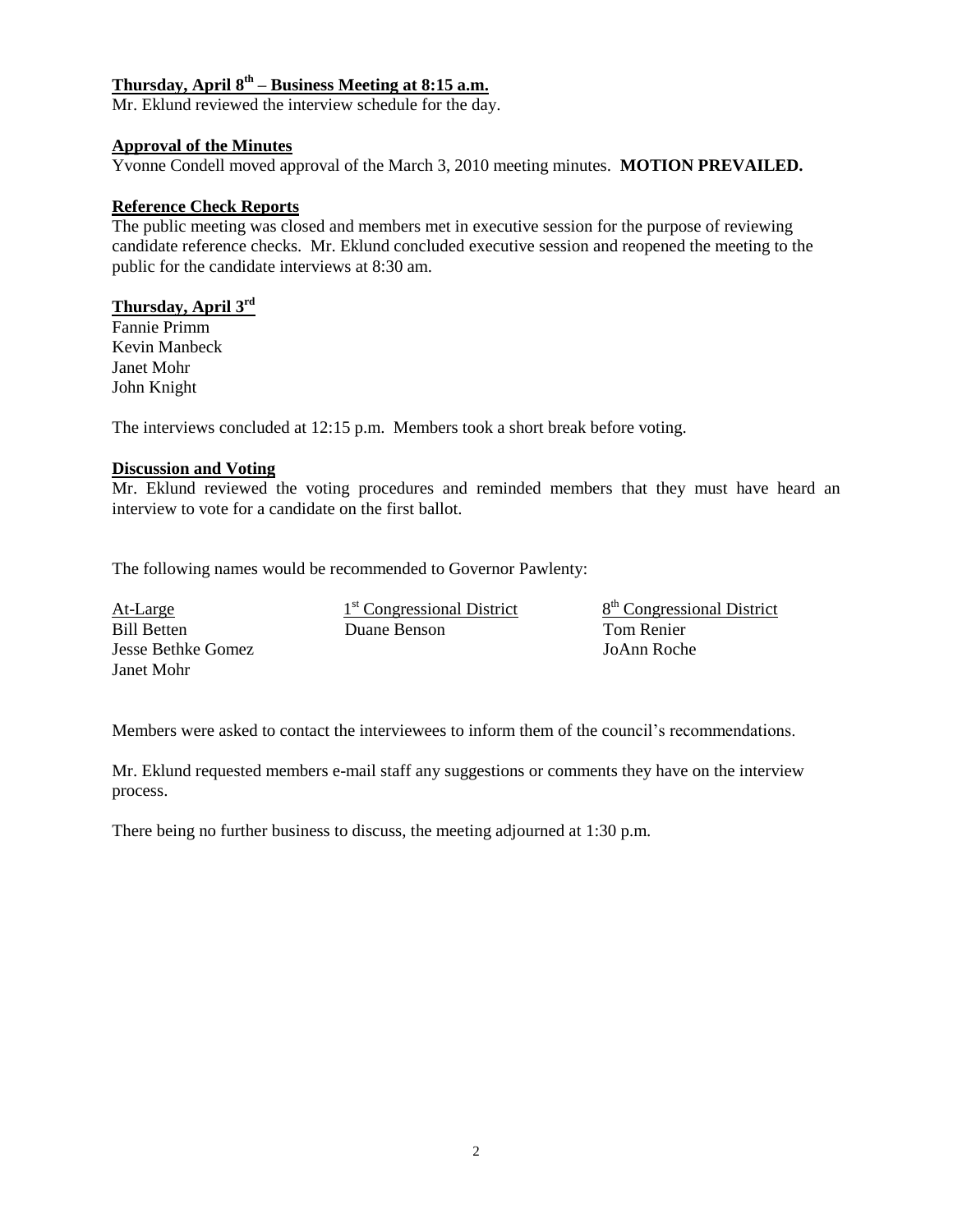**Thursday, April 8th – Business Meeting at 8:15 a.m.**

Mr. Eklund reviewed the interview schedule for the day.

**Approval of the Minutes**

Yvonne Condell moved approval of the March 3, 2010 meeting minutes. **MOTION PREVAILED.**

**Reference Check Reports**

The public meeting was closed and members met in executive session for the purpose of reviewing candidate reference checks. Mr. Eklund concluded executive session and reopened the meeting to the public for the candidate interviews at 8:30 am.

**Thursday, April 3rd**

Fannie Primm
Kevin Manbeck
Janet Mohr
John Knight

The interviews concluded at 12:15 p.m. Members took a short break before voting.

**Discussion and Voting**

Mr. Eklund reviewed the voting procedures and reminded members that they must have heard an interview to vote for a candidate on the first ballot.

The following names would be recommended to Governor Pawlenty:

| At-Large | 1st Congressional District | 8th Congressional District |
|---|---|---|
| Bill Betten | Duane Benson | Tom Renier |
| Jesse Bethke Gomez | | JoAnn Roche |
| Janet Mohr | | |

Members were asked to contact the interviewees to inform them of the council's recommendations.

Mr. Eklund requested members e-mail staff any suggestions or comments they have on the interview process.

There being no further business to discuss, the meeting adjourned at 1:30 p.m.